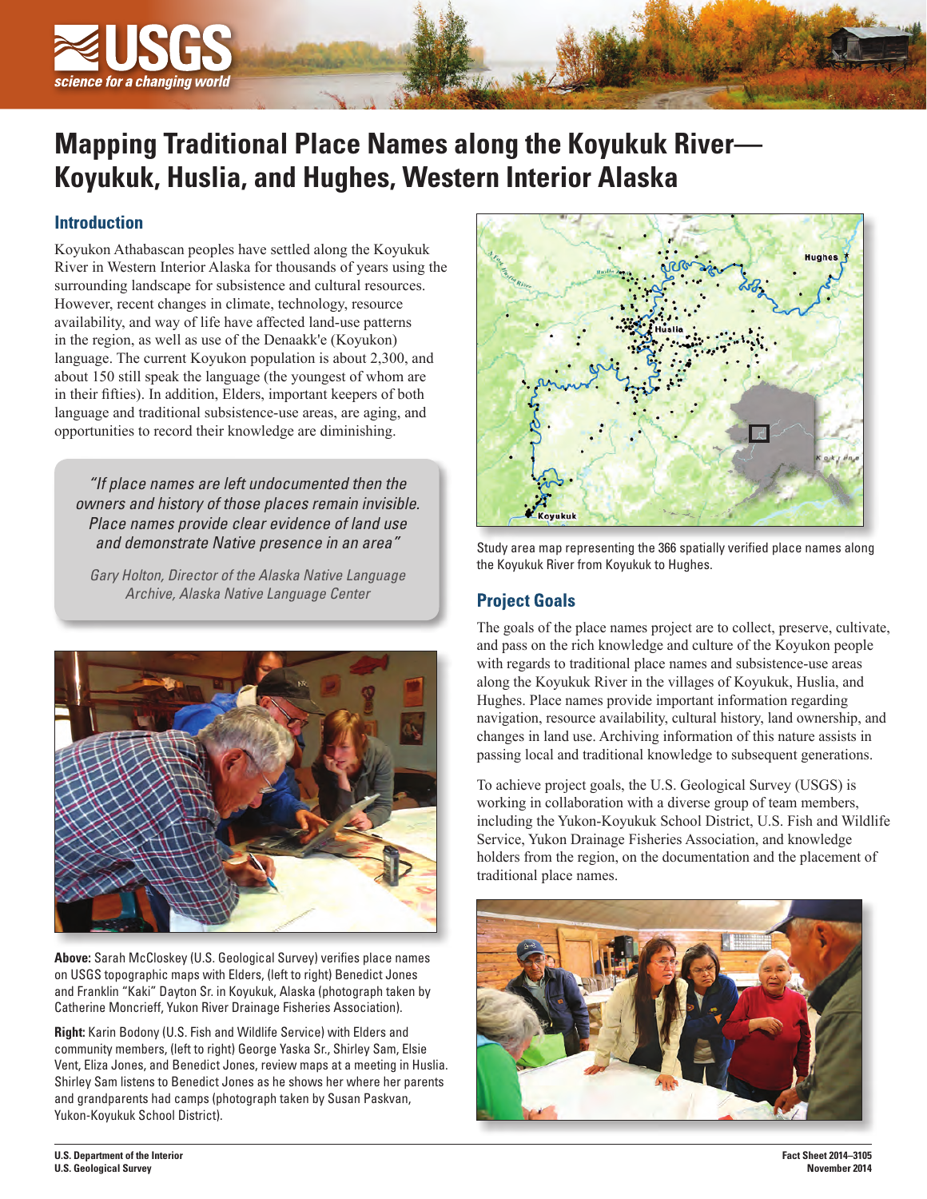# Mapping Traditional Place Names along the Koyukuk River—Koyukuk, Huslia, and Hughes, Western Interior Alaska

## Introduction

Koyukon Athabascan peoples have settled along the Koyukuk River in Western Interior Alaska for thousands of years using the surrounding landscape for subsistence and cultural resources. However, recent changes in climate, technology, resource availability, and way of life have affected land-use patterns in the region, as well as use of the Denaakk'e (Koyukon) language. The current Koyukon population is about 2,300, and about 150 still speak the language (the youngest of whom are in their fifties). In addition, Elders, important keepers of both language and traditional subsistence-use areas, are aging, and opportunities to record their knowledge are diminishing.

> *"If place names are left undocumented then the owners and history of those places remain invisible. Place names provide clear evidence of land use and demonstrate Native presence in an area"*
>
> Gary Holton, Director of the Alaska Native Language Archive, Alaska Native Language Center

**Above:** Sarah McCloskey (U.S. Geological Survey) verifies place names on USGS topographic maps with Elders, (left to right) Benedict Jones and Franklin "Kaki" Dayton Sr. in Koyukuk, Alaska (photograph taken by Catherine Moncrieff, Yukon River Drainage Fisheries Association).

**Right:** Karin Bodony (U.S. Fish and Wildlife Service) with Elders and community members, (left to right) George Yaska Sr., Shirley Sam, Elsie Vent, Eliza Jones, and Benedict Jones, review maps at a meeting in Huslia. Shirley Sam listens to Benedict Jones as he shows her where her parents and grandparents had camps (photograph taken by Susan Paskvan, Yukon-Koyukuk School District).

Study area map representing the 366 spatially verified place names along the Koyukuk River from Koyukuk to Hughes.

## Project Goals

The goals of the place names project are to collect, preserve, cultivate, and pass on the rich knowledge and culture of the Koyukon people with regards to traditional place names and subsistence-use areas along the Koyukuk River in the villages of Koyukuk, Huslia, and Hughes. Place names provide important information regarding navigation, resource availability, cultural history, land ownership, and changes in land use. Archiving information of this nature assists in passing local and traditional knowledge to subsequent generations.

To achieve project goals, the U.S. Geological Survey (USGS) is working in collaboration with a diverse group of team members, including the Yukon-Koyukuk School District, U.S. Fish and Wildlife Service, Yukon Drainage Fisheries Association, and knowledge holders from the region, on the documentation and the placement of traditional place names.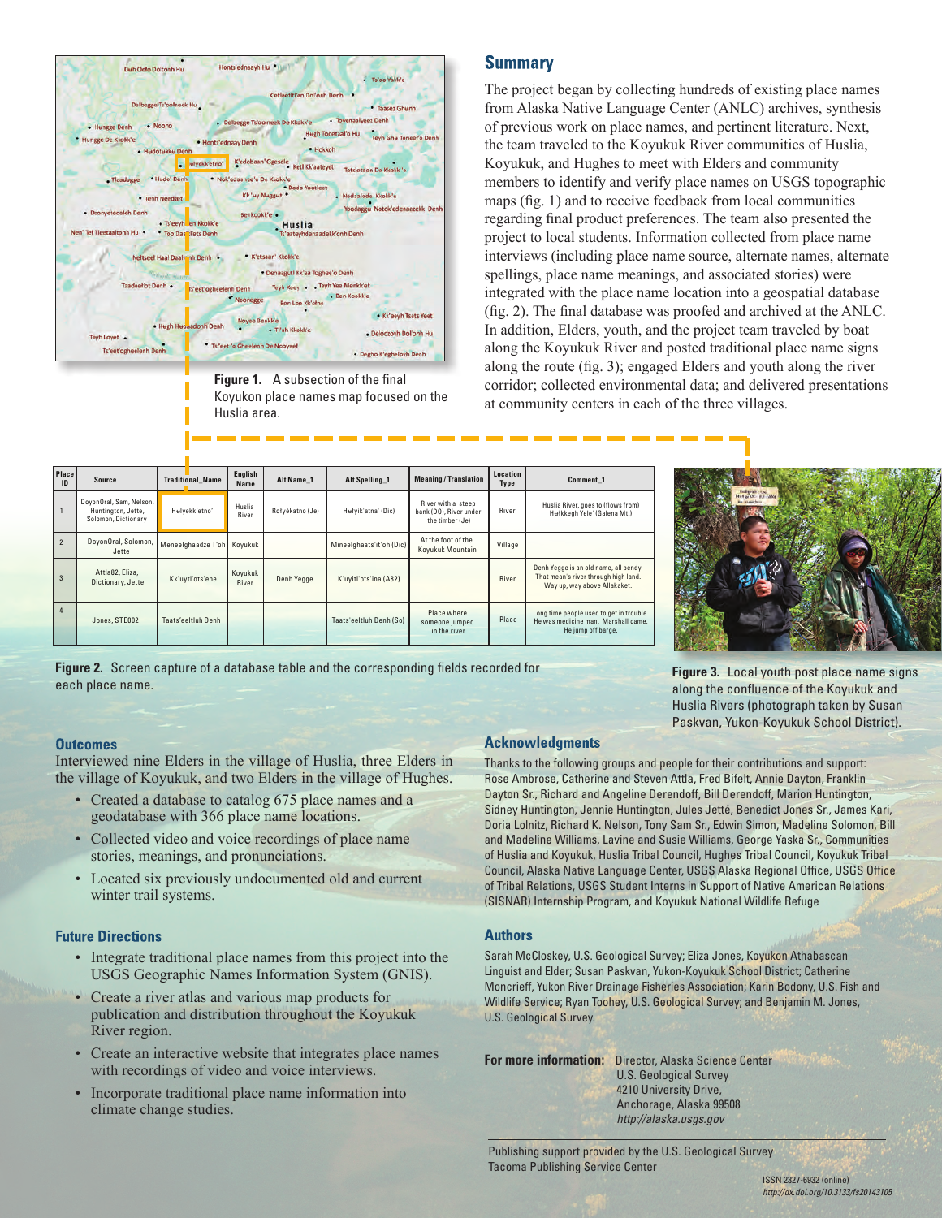Figure 1. A subsection of the final Koyukon place names map focused on the Huslia area.

## Summary

The project began by collecting hundreds of existing place names from Alaska Native Language Center (ANLC) archives, synthesis of previous work on place names, and pertinent literature. Next, the team traveled to the Koyukuk River communities of Huslia, Koyukuk, and Hughes to meet with Elders and community members to identify and verify place names on USGS topographic maps (fig. 1) and to receive feedback from local communities regarding final product preferences. The team also presented the project to local students. Information collected from place name interviews (including place name source, alternate names, alternate spellings, place name meanings, and associated stories) were integrated with the place name location into a geospatial database (fig. 2). The final database was proofed and archived at the ANLC. In addition, Elders, youth, and the project team traveled by boat along the Koyukuk River and posted traditional place name signs along the route (fig. 3); engaged Elders and youth along the river corridor; collected environmental data; and delivered presentations at community centers in each of the three villages.

| Place ID | Source | Traditional_Name | English Name | Alt Name_1 | Alt Spelling_1 | Meaning / Translation | Location Type | Comment_1 |
|---|---|---|---|---|---|---|---|---|
| 1 | DoyonOral, Sam, Nelson, Huntington, Jette, Solomon, Dictionary | Hułyekk'etno' | Huslia River | Rołyekatno (Je) | Hułyik'atna' (Dic) | River with a steep bank (DO), River under the timber (Je) | River | Huslia River, goes to (flows from) Hułkkegh Yele' (Galena Mt.) |
| 2 | DoyonOral, Solomon, Jette | Meneelghaadze T'oh | Koyukuk | | Mineelghaats'it'oh (Dic) | At the foot of the Koyukuk Mountain | Village | |
| 3 | Attla82, Eliza, Dictionary, Jette | Kk'uytl'ots'ene | Koyukuk River | Denh Yegge | K'uyitl'ots'ina (A82) | | River | Denh Yegge is an old name, all bendy. That mean's river through high land. Way up, way above Allakaket. |
| 4 | Jones, STE002 | Taats'eeltluh Denh | | | Taats'eeltluh Denh (So) | Place where someone jumped in the river | Place | Long time people used to get in trouble. He was medicine man. Marshall came. He jump off barge. |

Figure 2. Screen capture of a database table and the corresponding fields recorded for each place name.

Figure 3. Local youth post place name signs along the confluence of the Koyukuk and Huslia Rivers (photograph taken by Susan Paskvan, Yukon-Koyukuk School District).

## Outcomes

Interviewed nine Elders in the village of Huslia, three Elders in the village of Koyukuk, and two Elders in the village of Hughes.

- Created a database to catalog 675 place names and a geodatabase with 366 place name locations.
- Collected video and voice recordings of place name stories, meanings, and pronunciations.
- Located six previously undocumented old and current winter trail systems.

## Future Directions

- Integrate traditional place names from this project into the USGS Geographic Names Information System (GNIS).
- Create a river atlas and various map products for publication and distribution throughout the Koyukuk River region.
- Create an interactive website that integrates place names with recordings of video and voice interviews.
- Incorporate traditional place name information into climate change studies.

## Acknowledgments

Thanks to the following groups and people for their contributions and support: Rose Ambrose, Catherine and Steven Attla, Fred Bifelt, Annie Dayton, Franklin Dayton Sr., Richard and Angeline Derendoff, Bill Derendoff, Marion Huntington, Sidney Huntington, Jennie Huntington, Jules Jetté, Benedict Jones Sr., James Kari, Doria Lolnitz, Richard K. Nelson, Tony Sam Sr., Edwin Simon, Madeline Solomon, Bill and Madeline Williams, Lavine and Susie Williams, George Yaska Sr., Communities of Huslia and Koyukuk, Huslia Tribal Council, Hughes Tribal Council, Koyukuk Tribal Council, Alaska Native Language Center, USGS Alaska Regional Office, USGS Office of Tribal Relations, USGS Student Interns in Support of Native American Relations (SISNAR) Internship Program, and Koyukuk National Wildlife Refuge

## Authors

Sarah McCloskey, U.S. Geological Survey; Eliza Jones, Koyukon Athabascan Linguist and Elder; Susan Paskvan, Yukon-Koyukuk School District; Catherine Moncrieff, Yukon River Drainage Fisheries Association; Karin Bodony, U.S. Fish and Wildlife Service; Ryan Toohey, U.S. Geological Survey; and Benjamin M. Jones, U.S. Geological Survey.

**For more information:** Director, Alaska Science Center
U.S. Geological Survey
4210 University Drive,
Anchorage, Alaska 99508
*http://alaska.usgs.gov*

Publishing support provided by the U.S. Geological Survey
Tacoma Publishing Service Center

ISSN 2327-6932 (online)
*http://dx.doi.org/10.3133/fs20143105*